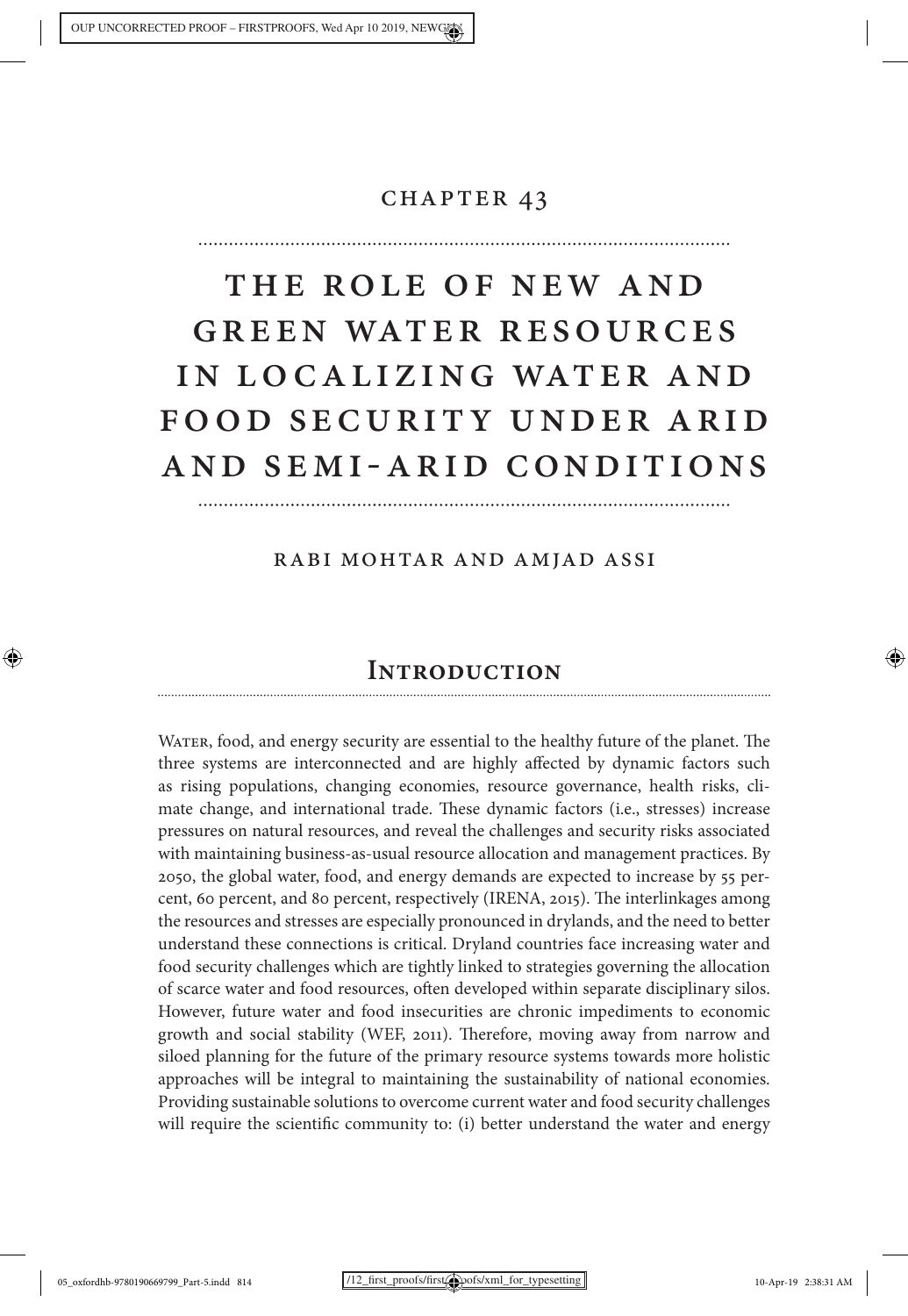# CHAPTER 43

# THE ROLE OF NEW AND GREEN WATER RESOURCES IN LOCALIZING WATER AND FOOD SECURITY UNDER ARID AND SEMI-ARID CONDITIONS

RABI MOHTAR AND AMJAD ASSI

## INTRODUCTION

WATER, food, and energy security are essential to the healthy future of the planet. The three systems are interconnected and are highly affected by dynamic factors such as rising populations, changing economies, resource governance, health risks, climate change, and international trade. These dynamic factors (i.e., stresses) increase pressures on natural resources, and reveal the challenges and security risks associated with maintaining business-as-usual resource allocation and management practices. By 2050, the global water, food, and energy demands are expected to increase by 55 percent, 60 percent, and 80 percent, respectively (IRENA, 2015). The interlinkages among the resources and stresses are especially pronounced in drylands, and the need to better understand these connections is critical. Dryland countries face increasing water and food security challenges which are tightly linked to strategies governing the allocation of scarce water and food resources, often developed within separate disciplinary silos. However, future water and food insecurities are chronic impediments to economic growth and social stability (WEF, 2011). Therefore, moving away from narrow and siloed planning for the future of the primary resource systems towards more holistic approaches will be integral to maintaining the sustainability of national economies. Providing sustainable solutions to overcome current water and food security challenges will require the scientific community to: (i) better understand the water and energy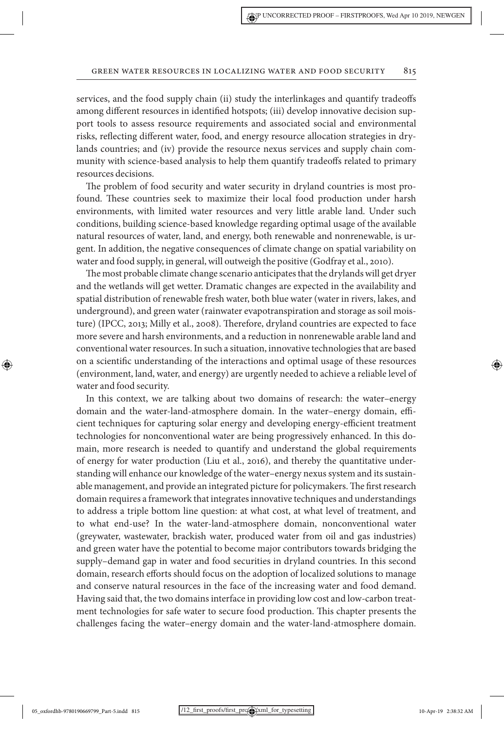services, and the food supply chain (ii) study the interlinkages and quantify tradeoffs among different resources in identified hotspots; (iii) develop innovative decision support tools to assess resource requirements and associated social and environmental risks, reflecting different water, food, and energy resource allocation strategies in drylands countries; and (iv) provide the resource nexus services and supply chain community with science-based analysis to help them quantify tradeoffs related to primary resources decisions.

The problem of food security and water security in dryland countries is most profound. These countries seek to maximize their local food production under harsh environments, with limited water resources and very little arable land. Under such conditions, building science-based knowledge regarding optimal usage of the available natural resources of water, land, and energy, both renewable and nonrenewable, is urgent. In addition, the negative consequences of climate change on spatial variability on water and food supply, in general, will outweigh the positive (Godfray et al., 2010).

The most probable climate change scenario anticipates that the drylands will get dryer and the wetlands will get wetter. Dramatic changes are expected in the availability and spatial distribution of renewable fresh water, both blue water (water in rivers, lakes, and underground), and green water (rainwater evapotranspiration and storage as soil moisture) (IPCC, 2013; Milly et al., 2008). Therefore, dryland countries are expected to face more severe and harsh environments, and a reduction in nonrenewable arable land and conventional water resources. In such a situation, innovative technologies that are based on a scientific understanding of the interactions and optimal usage of these resources (environment, land, water, and energy) are urgently needed to achieve a reliable level of water and food security.

In this context, we are talking about two domains of research: the water–energy domain and the water-land-atmosphere domain. In the water–energy domain, efficient techniques for capturing solar energy and developing energy-efficient treatment technologies for nonconventional water are being progressively enhanced. In this domain, more research is needed to quantify and understand the global requirements of energy for water production (Liu et al., 2016), and thereby the quantitative understanding will enhance our knowledge of the water–energy nexus system and its sustainable management, and provide an integrated picture for policymakers. The first research domain requires a framework that integrates innovative techniques and understandings to address a triple bottom line question: at what cost, at what level of treatment, and to what end-use? In the water-land-atmosphere domain, nonconventional water (greywater, wastewater, brackish water, produced water from oil and gas industries) and green water have the potential to become major contributors towards bridging the supply–demand gap in water and food securities in dryland countries. In this second domain, research efforts should focus on the adoption of localized solutions to manage and conserve natural resources in the face of the increasing water and food demand. Having said that, the two domains interface in providing low cost and low-carbon treatment technologies for safe water to secure food production. This chapter presents the challenges facing the water–energy domain and the water-land-atmosphere domain.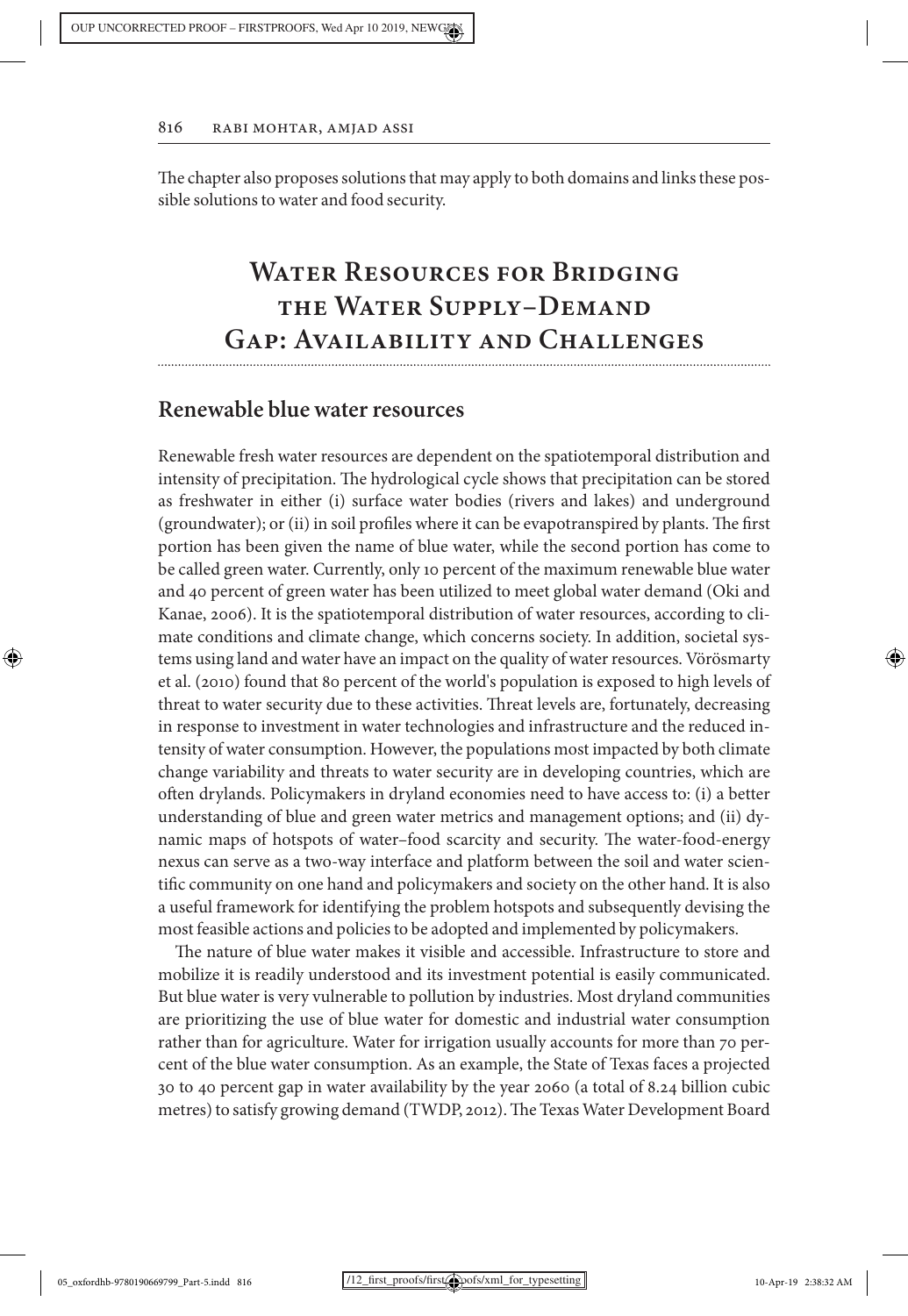The chapter also proposes solutions that may apply to both domains and links these possible solutions to water and food security.

# Water Resources for Bridging the Water Supply–Demand Gap: Availability and Challenges

## Renewable blue water resources

Renewable fresh water resources are dependent on the spatiotemporal distribution and intensity of precipitation. The hydrological cycle shows that precipitation can be stored as freshwater in either (i) surface water bodies (rivers and lakes) and underground (groundwater); or (ii) in soil profiles where it can be evapotranspired by plants. The first portion has been given the name of blue water, while the second portion has come to be called green water. Currently, only 10 percent of the maximum renewable blue water and 40 percent of green water has been utilized to meet global water demand (Oki and Kanae, 2006). It is the spatiotemporal distribution of water resources, according to climate conditions and climate change, which concerns society. In addition, societal systems using land and water have an impact on the quality of water resources. Vörösmarty et al. (2010) found that 80 percent of the world's population is exposed to high levels of threat to water security due to these activities. Threat levels are, fortunately, decreasing in response to investment in water technologies and infrastructure and the reduced intensity of water consumption. However, the populations most impacted by both climate change variability and threats to water security are in developing countries, which are often drylands. Policymakers in dryland economies need to have access to: (i) a better understanding of blue and green water metrics and management options; and (ii) dynamic maps of hotspots of water–food scarcity and security. The water-food-energy nexus can serve as a two-way interface and platform between the soil and water scientific community on one hand and policymakers and society on the other hand. It is also a useful framework for identifying the problem hotspots and subsequently devising the most feasible actions and policies to be adopted and implemented by policymakers.

The nature of blue water makes it visible and accessible. Infrastructure to store and mobilize it is readily understood and its investment potential is easily communicated. But blue water is very vulnerable to pollution by industries. Most dryland communities are prioritizing the use of blue water for domestic and industrial water consumption rather than for agriculture. Water for irrigation usually accounts for more than 70 percent of the blue water consumption. As an example, the State of Texas faces a projected 30 to 40 percent gap in water availability by the year 2060 (a total of 8.24 billion cubic metres) to satisfy growing demand (TWDP, 2012). The Texas Water Development Board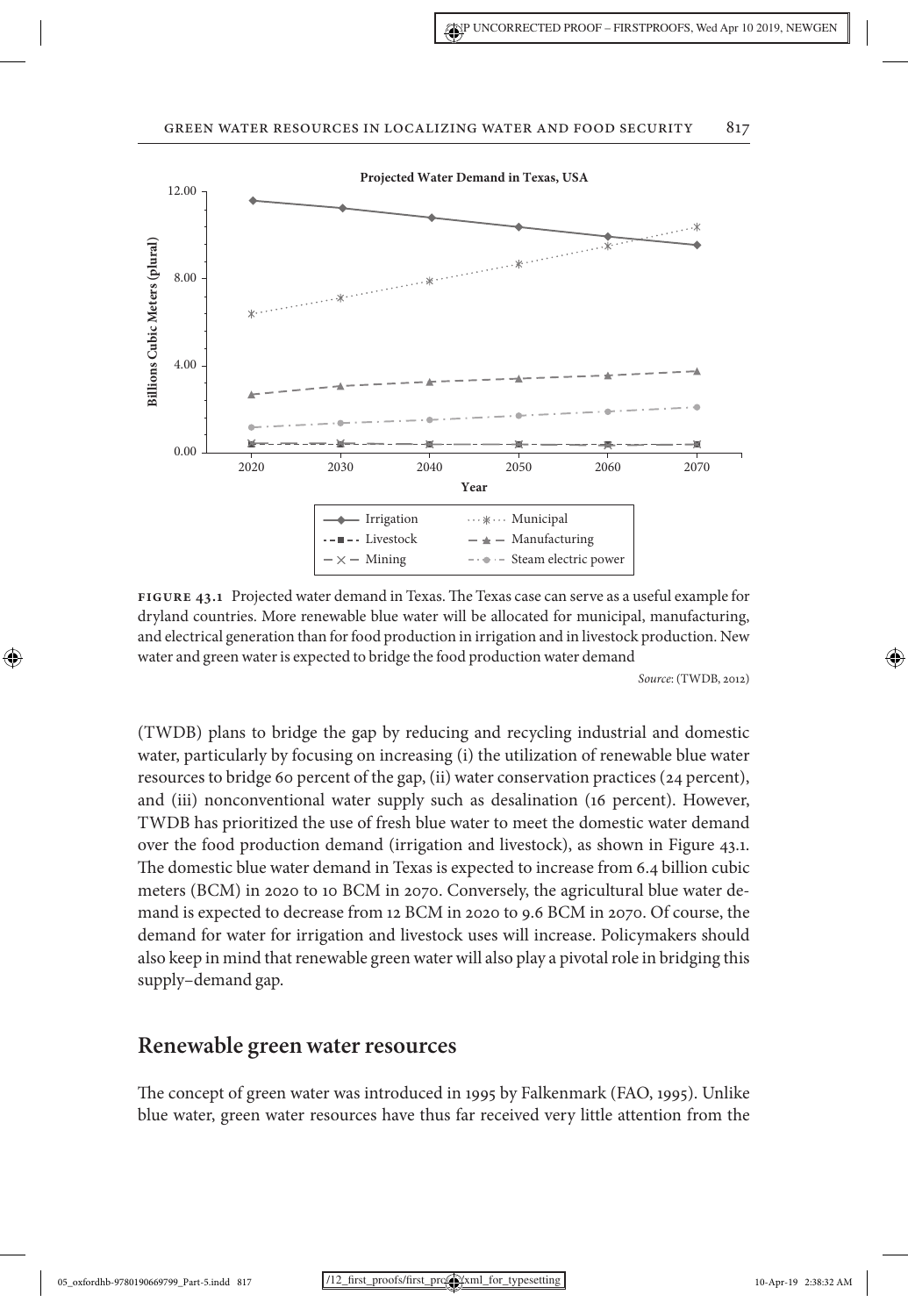**Figure 43.1** Projected water demand in Texas. The Texas case can serve as a useful example for dryland countries. More renewable blue water will be allocated for municipal, manufacturing, and electrical generation than for food production in irrigation and in livestock production. New water and green water is expected to bridge the food production water demand

*Source*: (TWDB, 2012)

(TWDB) plans to bridge the gap by reducing and recycling industrial and domestic water, particularly by focusing on increasing (i) the utilization of renewable blue water resources to bridge 60 percent of the gap, (ii) water conservation practices (24 percent), and (iii) nonconventional water supply such as desalination (16 percent). However, TWDB has prioritized the use of fresh blue water to meet the domestic water demand over the food production demand (irrigation and livestock), as shown in Figure 43.1. The domestic blue water demand in Texas is expected to increase from 6.4 billion cubic meters (BCM) in 2020 to 10 BCM in 2070. Conversely, the agricultural blue water demand is expected to decrease from 12 BCM in 2020 to 9.6 BCM in 2070. Of course, the demand for water for irrigation and livestock uses will increase. Policymakers should also keep in mind that renewable green water will also play a pivotal role in bridging this supply–demand gap.

## Renewable green water resources

The concept of green water was introduced in 1995 by Falkenmark (FAO, 1995). Unlike blue water, green water resources have thus far received very little attention from the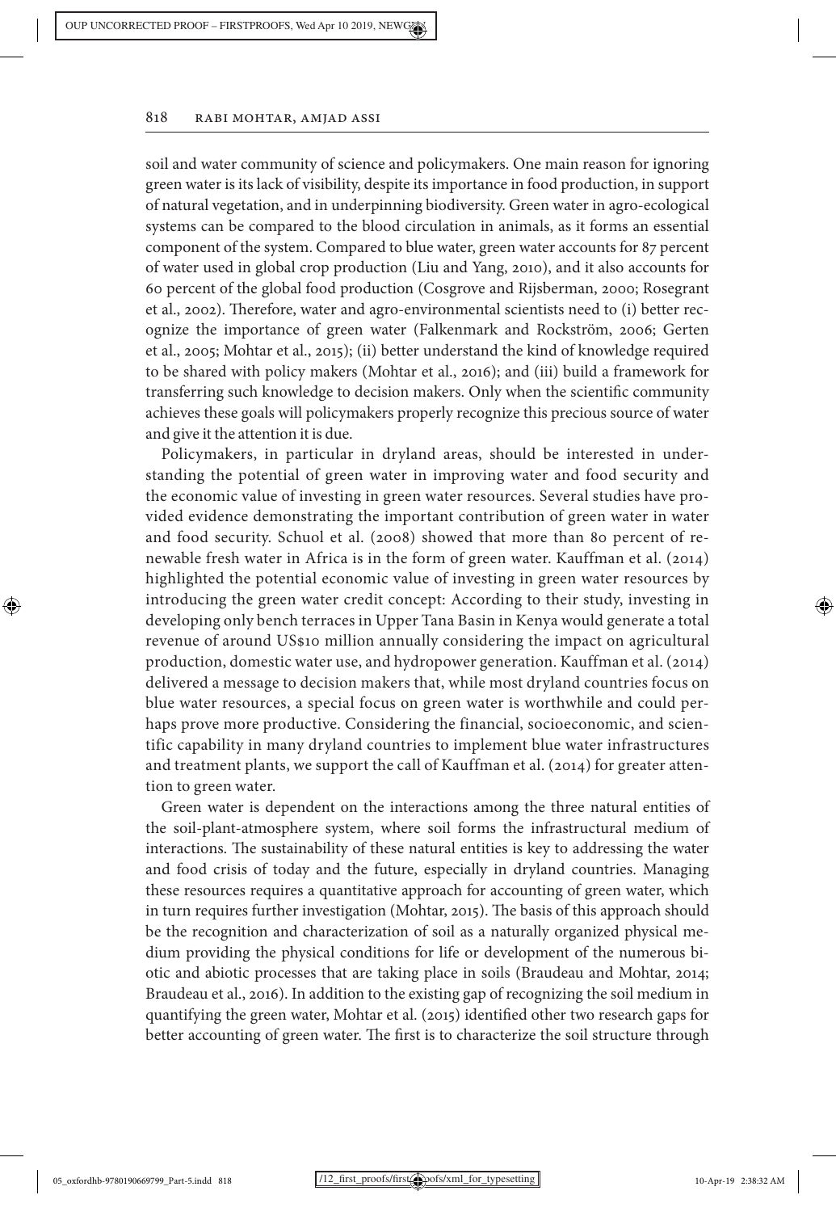soil and water community of science and policymakers. One main reason for ignoring green water is its lack of visibility, despite its importance in food production, in support of natural vegetation, and in underpinning biodiversity. Green water in agro-ecological systems can be compared to the blood circulation in animals, as it forms an essential component of the system. Compared to blue water, green water accounts for 87 percent of water used in global crop production (Liu and Yang, 2010), and it also accounts for 60 percent of the global food production (Cosgrove and Rijsberman, 2000; Rosegrant et al., 2002). Therefore, water and agro-environmental scientists need to (i) better recognize the importance of green water (Falkenmark and Rockström, 2006; Gerten et al., 2005; Mohtar et al., 2015); (ii) better understand the kind of knowledge required to be shared with policy makers (Mohtar et al., 2016); and (iii) build a framework for transferring such knowledge to decision makers. Only when the scientific community achieves these goals will policymakers properly recognize this precious source of water and give it the attention it is due.

Policymakers, in particular in dryland areas, should be interested in understanding the potential of green water in improving water and food security and the economic value of investing in green water resources. Several studies have provided evidence demonstrating the important contribution of green water in water and food security. Schuol et al. (2008) showed that more than 80 percent of renewable fresh water in Africa is in the form of green water. Kauffman et al. (2014) highlighted the potential economic value of investing in green water resources by introducing the green water credit concept: According to their study, investing in developing only bench terraces in Upper Tana Basin in Kenya would generate a total revenue of around US$10 million annually considering the impact on agricultural production, domestic water use, and hydropower generation. Kauffman et al. (2014) delivered a message to decision makers that, while most dryland countries focus on blue water resources, a special focus on green water is worthwhile and could perhaps prove more productive. Considering the financial, socioeconomic, and scientific capability in many dryland countries to implement blue water infrastructures and treatment plants, we support the call of Kauffman et al. (2014) for greater attention to green water.

Green water is dependent on the interactions among the three natural entities of the soil-plant-atmosphere system, where soil forms the infrastructural medium of interactions. The sustainability of these natural entities is key to addressing the water and food crisis of today and the future, especially in dryland countries. Managing these resources requires a quantitative approach for accounting of green water, which in turn requires further investigation (Mohtar, 2015). The basis of this approach should be the recognition and characterization of soil as a naturally organized physical medium providing the physical conditions for life or development of the numerous biotic and abiotic processes that are taking place in soils (Braudeau and Mohtar, 2014; Braudeau et al., 2016). In addition to the existing gap of recognizing the soil medium in quantifying the green water, Mohtar et al. (2015) identified other two research gaps for better accounting of green water. The first is to characterize the soil structure through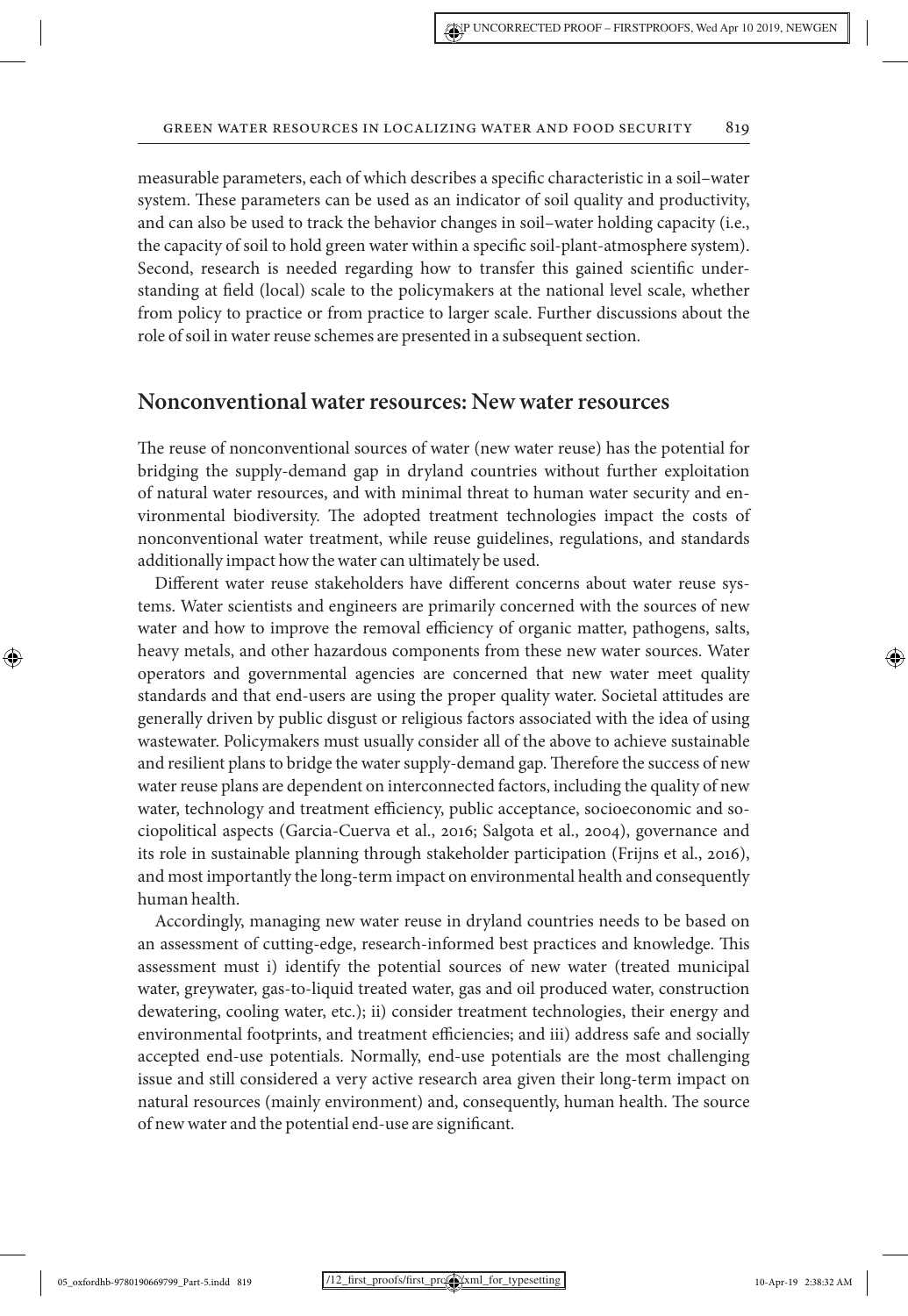measurable parameters, each of which describes a specific characteristic in a soil–water system. These parameters can be used as an indicator of soil quality and productivity, and can also be used to track the behavior changes in soil–water holding capacity (i.e., the capacity of soil to hold green water within a specific soil-plant-atmosphere system). Second, research is needed regarding how to transfer this gained scientific understanding at field (local) scale to the policymakers at the national level scale, whether from policy to practice or from practice to larger scale. Further discussions about the role of soil in water reuse schemes are presented in a subsequent section.

## Nonconventional water resources: New water resources

The reuse of nonconventional sources of water (new water reuse) has the potential for bridging the supply-demand gap in dryland countries without further exploitation of natural water resources, and with minimal threat to human water security and environmental biodiversity. The adopted treatment technologies impact the costs of nonconventional water treatment, while reuse guidelines, regulations, and standards additionally impact how the water can ultimately be used.

Different water reuse stakeholders have different concerns about water reuse systems. Water scientists and engineers are primarily concerned with the sources of new water and how to improve the removal efficiency of organic matter, pathogens, salts, heavy metals, and other hazardous components from these new water sources. Water operators and governmental agencies are concerned that new water meet quality standards and that end-users are using the proper quality water. Societal attitudes are generally driven by public disgust or religious factors associated with the idea of using wastewater. Policymakers must usually consider all of the above to achieve sustainable and resilient plans to bridge the water supply-demand gap. Therefore the success of new water reuse plans are dependent on interconnected factors, including the quality of new water, technology and treatment efficiency, public acceptance, socioeconomic and sociopolitical aspects (Garcia-Cuerva et al., 2016; Salgota et al., 2004), governance and its role in sustainable planning through stakeholder participation (Frijns et al., 2016), and most importantly the long-term impact on environmental health and consequently human health.

Accordingly, managing new water reuse in dryland countries needs to be based on an assessment of cutting-edge, research-informed best practices and knowledge. This assessment must i) identify the potential sources of new water (treated municipal water, greywater, gas-to-liquid treated water, gas and oil produced water, construction dewatering, cooling water, etc.); ii) consider treatment technologies, their energy and environmental footprints, and treatment efficiencies; and iii) address safe and socially accepted end-use potentials. Normally, end-use potentials are the most challenging issue and still considered a very active research area given their long-term impact on natural resources (mainly environment) and, consequently, human health. The source of new water and the potential end-use are significant.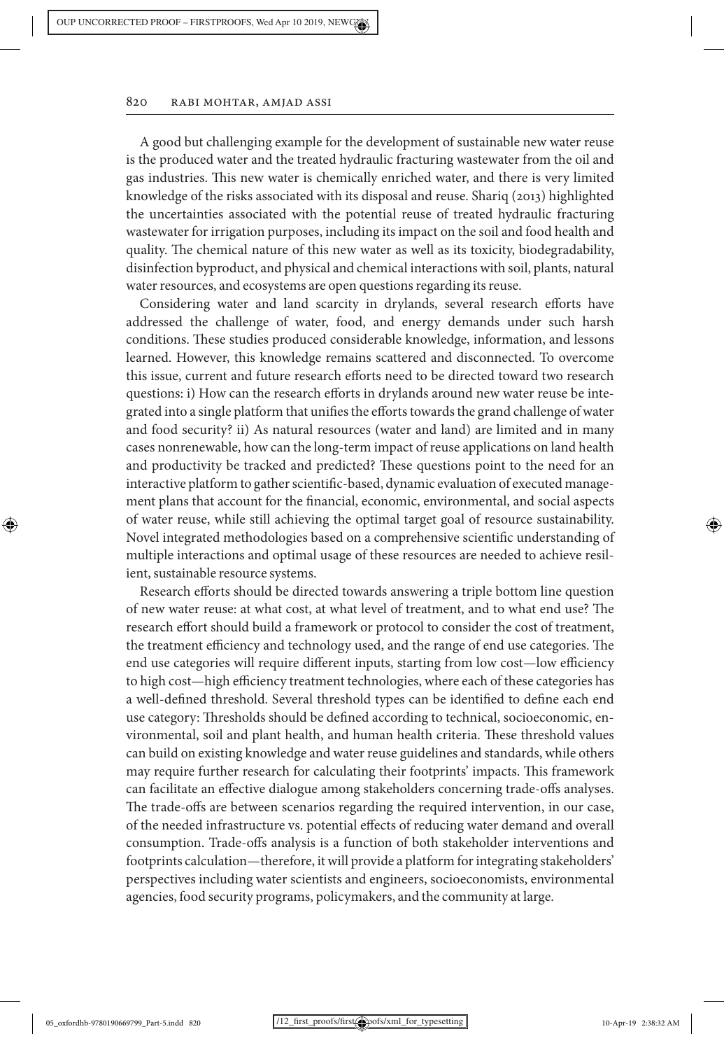A good but challenging example for the development of sustainable new water reuse is the produced water and the treated hydraulic fracturing wastewater from the oil and gas industries. This new water is chemically enriched water, and there is very limited knowledge of the risks associated with its disposal and reuse. Shariq (2013) highlighted the uncertainties associated with the potential reuse of treated hydraulic fracturing wastewater for irrigation purposes, including its impact on the soil and food health and quality. The chemical nature of this new water as well as its toxicity, biodegradability, disinfection byproduct, and physical and chemical interactions with soil, plants, natural water resources, and ecosystems are open questions regarding its reuse.

Considering water and land scarcity in drylands, several research efforts have addressed the challenge of water, food, and energy demands under such harsh conditions. These studies produced considerable knowledge, information, and lessons learned. However, this knowledge remains scattered and disconnected. To overcome this issue, current and future research efforts need to be directed toward two research questions: i) How can the research efforts in drylands around new water reuse be integrated into a single platform that unifies the efforts towards the grand challenge of water and food security? ii) As natural resources (water and land) are limited and in many cases nonrenewable, how can the long-term impact of reuse applications on land health and productivity be tracked and predicted? These questions point to the need for an interactive platform to gather scientific-based, dynamic evaluation of executed management plans that account for the financial, economic, environmental, and social aspects of water reuse, while still achieving the optimal target goal of resource sustainability. Novel integrated methodologies based on a comprehensive scientific understanding of multiple interactions and optimal usage of these resources are needed to achieve resilient, sustainable resource systems.

Research efforts should be directed towards answering a triple bottom line question of new water reuse: at what cost, at what level of treatment, and to what end use? The research effort should build a framework or protocol to consider the cost of treatment, the treatment efficiency and technology used, and the range of end use categories. The end use categories will require different inputs, starting from low cost—low efficiency to high cost—high efficiency treatment technologies, where each of these categories has a well-defined threshold. Several threshold types can be identified to define each end use category: Thresholds should be defined according to technical, socioeconomic, environmental, soil and plant health, and human health criteria. These threshold values can build on existing knowledge and water reuse guidelines and standards, while others may require further research for calculating their footprints' impacts. This framework can facilitate an effective dialogue among stakeholders concerning trade-offs analyses. The trade-offs are between scenarios regarding the required intervention, in our case, of the needed infrastructure vs. potential effects of reducing water demand and overall consumption. Trade-offs analysis is a function of both stakeholder interventions and footprints calculation—therefore, it will provide a platform for integrating stakeholders' perspectives including water scientists and engineers, socioeconomists, environmental agencies, food security programs, policymakers, and the community at large.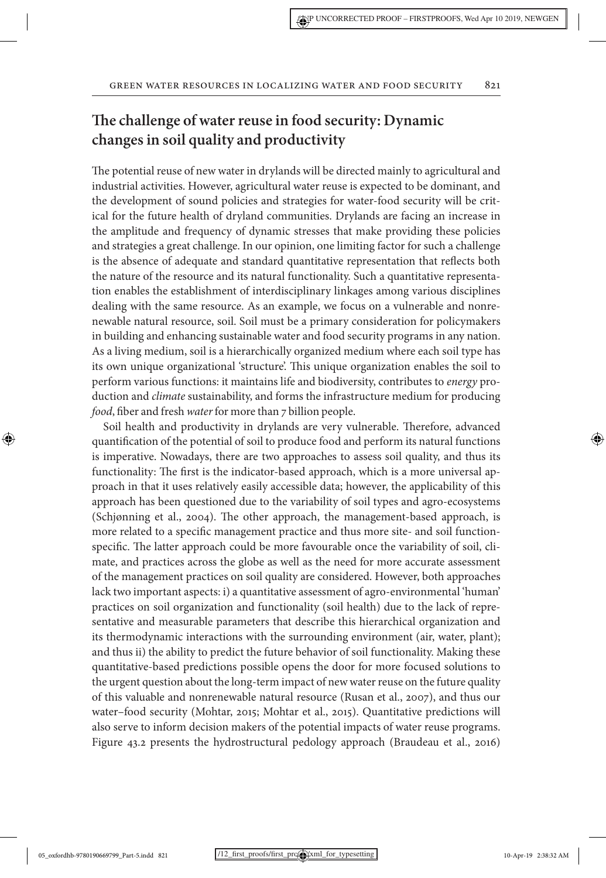## The challenge of water reuse in food security: Dynamic changes in soil quality and productivity

The potential reuse of new water in drylands will be directed mainly to agricultural and industrial activities. However, agricultural water reuse is expected to be dominant, and the development of sound policies and strategies for water-food security will be critical for the future health of dryland communities. Drylands are facing an increase in the amplitude and frequency of dynamic stresses that make providing these policies and strategies a great challenge. In our opinion, one limiting factor for such a challenge is the absence of adequate and standard quantitative representation that reflects both the nature of the resource and its natural functionality. Such a quantitative representation enables the establishment of interdisciplinary linkages among various disciplines dealing with the same resource. As an example, we focus on a vulnerable and nonrenewable natural resource, soil. Soil must be a primary consideration for policymakers in building and enhancing sustainable water and food security programs in any nation. As a living medium, soil is a hierarchically organized medium where each soil type has its own unique organizational 'structure'. This unique organization enables the soil to perform various functions: it maintains life and biodiversity, contributes to *energy* production and *climate* sustainability, and forms the infrastructure medium for producing *food*, fiber and fresh *water* for more than 7 billion people.

Soil health and productivity in drylands are very vulnerable. Therefore, advanced quantification of the potential of soil to produce food and perform its natural functions is imperative. Nowadays, there are two approaches to assess soil quality, and thus its functionality: The first is the indicator-based approach, which is a more universal approach in that it uses relatively easily accessible data; however, the applicability of this approach has been questioned due to the variability of soil types and agro-ecosystems (Schjønning et al., 2004). The other approach, the management-based approach, is more related to a specific management practice and thus more site- and soil function-specific. The latter approach could be more favourable once the variability of soil, climate, and practices across the globe as well as the need for more accurate assessment of the management practices on soil quality are considered. However, both approaches lack two important aspects: i) a quantitative assessment of agro-environmental 'human' practices on soil organization and functionality (soil health) due to the lack of representative and measurable parameters that describe this hierarchical organization and its thermodynamic interactions with the surrounding environment (air, water, plant); and thus ii) the ability to predict the future behavior of soil functionality. Making these quantitative-based predictions possible opens the door for more focused solutions to the urgent question about the long-term impact of new water reuse on the future quality of this valuable and nonrenewable natural resource (Rusan et al., 2007), and thus our water–food security (Mohtar, 2015; Mohtar et al., 2015). Quantitative predictions will also serve to inform decision makers of the potential impacts of water reuse programs. Figure 43.2 presents the hydrostructural pedology approach (Braudeau et al., 2016)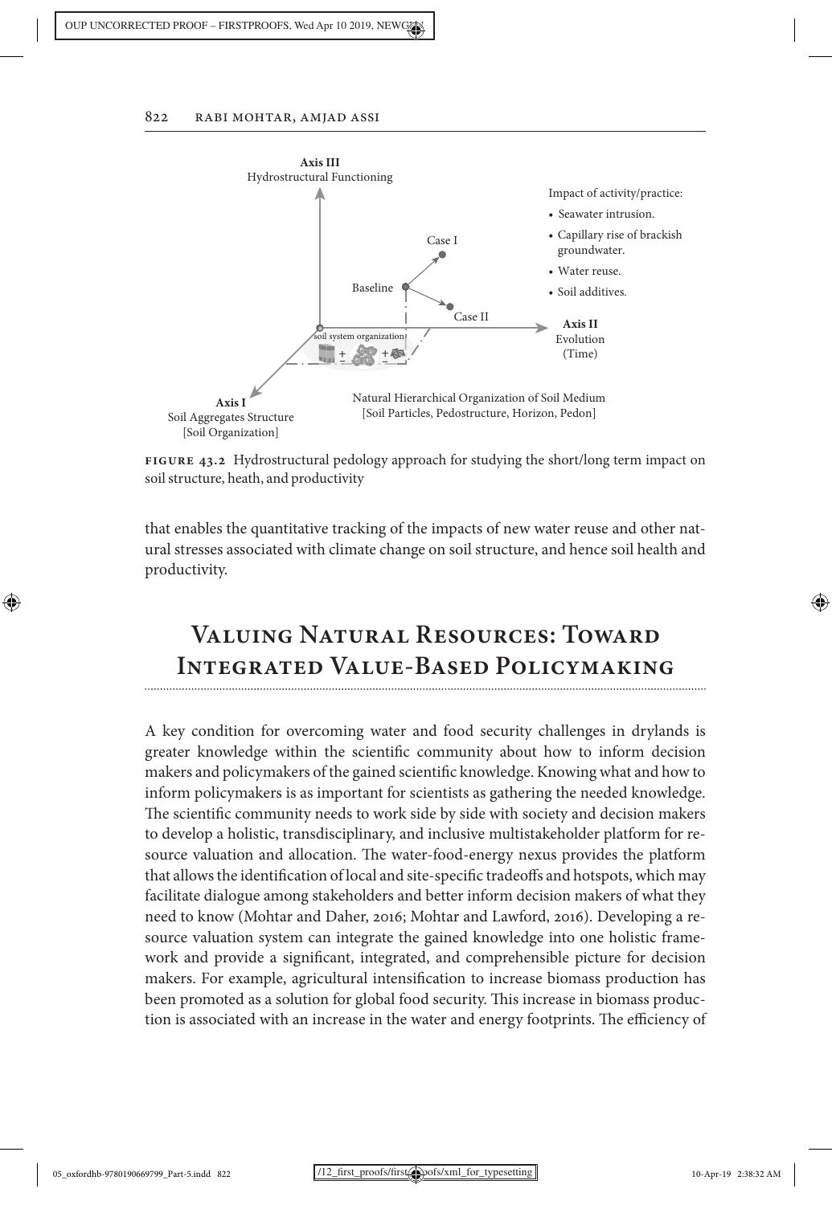**Figure 43.2** Hydrostructural pedology approach for studying the short/long term impact on soil structure, heath, and productivity

that enables the quantitative tracking of the impacts of new water reuse and other natural stresses associated with climate change on soil structure, and hence soil health and productivity.

## Valuing Natural Resources: Toward Integrated Value-Based Policymaking

A key condition for overcoming water and food security challenges in drylands is greater knowledge within the scientific community about how to inform decision makers and policymakers of the gained scientific knowledge. Knowing what and how to inform policymakers is as important for scientists as gathering the needed knowledge. The scientific community needs to work side by side with society and decision makers to develop a holistic, transdisciplinary, and inclusive multistakeholder platform for resource valuation and allocation. The water-food-energy nexus provides the platform that allows the identification of local and site-specific tradeoffs and hotspots, which may facilitate dialogue among stakeholders and better inform decision makers of what they need to know (Mohtar and Daher, 2016; Mohtar and Lawford, 2016). Developing a resource valuation system can integrate the gained knowledge into one holistic framework and provide a significant, integrated, and comprehensible picture for decision makers. For example, agricultural intensification to increase biomass production has been promoted as a solution for global food security. This increase in biomass production is associated with an increase in the water and energy footprints. The efficiency of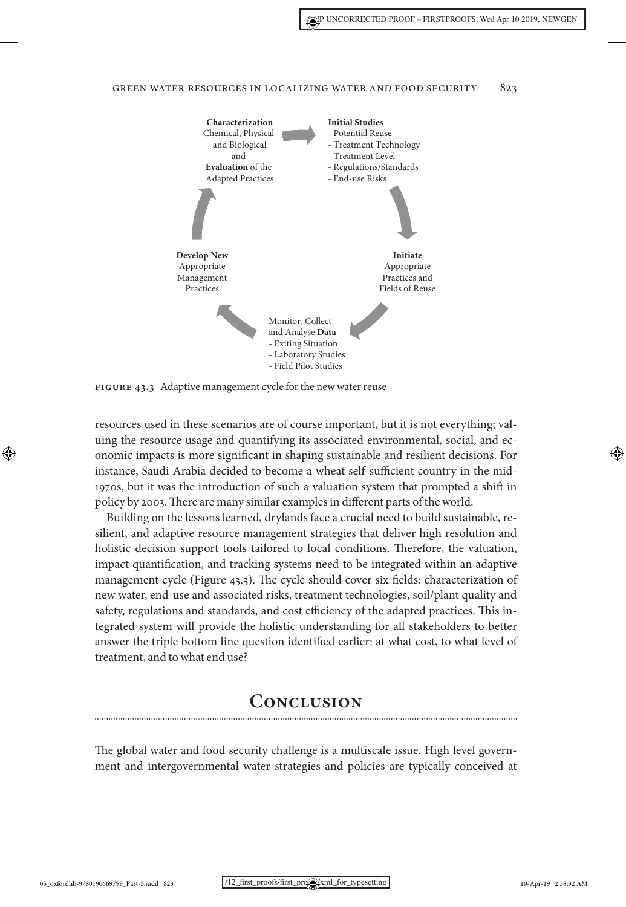Characterization
Chemical, Physical and Biological and
Evaluation of the Adapted Practices

Initial Studies
- Potential Reuse
- Treatment Technology
- Treatment Level
- Regulations/Standards
- End-use Risks

Initiate
Appropriate Practices and Fields of Reuse

Monitor, Collect and Analyse Data
- Exiting Situation
- Laboratory Studies
- Field Pilot Studies

Develop New
Appropriate Management Practices

**FIGURE 43.3** Adaptive management cycle for the new water reuse

resources used in these scenarios are of course important, but it is not everything; valuing the resource usage and quantifying its associated environmental, social, and economic impacts is more significant in shaping sustainable and resilient decisions. For instance, Saudi Arabia decided to become a wheat self-sufficient country in the mid-1970s, but it was the introduction of such a valuation system that prompted a shift in policy by 2003. There are many similar examples in different parts of the world.

Building on the lessons learned, drylands face a crucial need to build sustainable, resilient, and adaptive resource management strategies that deliver high resolution and holistic decision support tools tailored to local conditions. Therefore, the valuation, impact quantification, and tracking systems need to be integrated within an adaptive management cycle (Figure 43.3). The cycle should cover six fields: characterization of new water, end-use and associated risks, treatment technologies, soil/plant quality and safety, regulations and standards, and cost efficiency of the adapted practices. This integrated system will provide the holistic understanding for all stakeholders to better answer the triple bottom line question identified earlier: at what cost, to what level of treatment, and to what end use?

# Conclusion

The global water and food security challenge is a multiscale issue. High level government and intergovernmental water strategies and policies are typically conceived at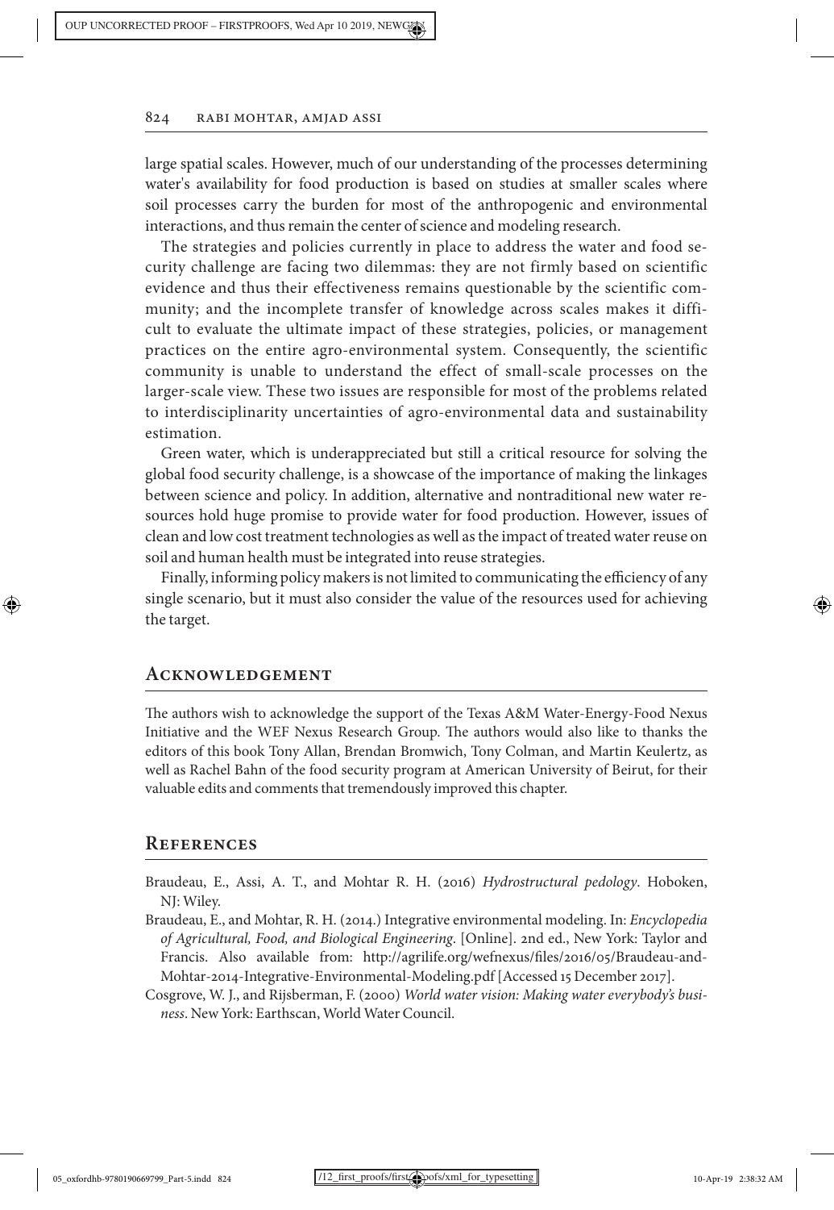large spatial scales. However, much of our understanding of the processes determining water's availability for food production is based on studies at smaller scales where soil processes carry the burden for most of the anthropogenic and environmental interactions, and thus remain the center of science and modeling research.

The strategies and policies currently in place to address the water and food security challenge are facing two dilemmas: they are not firmly based on scientific evidence and thus their effectiveness remains questionable by the scientific community; and the incomplete transfer of knowledge across scales makes it difficult to evaluate the ultimate impact of these strategies, policies, or management practices on the entire agro-environmental system. Consequently, the scientific community is unable to understand the effect of small-scale processes on the larger-scale view. These two issues are responsible for most of the problems related to interdisciplinarity uncertainties of agro-environmental data and sustainability estimation.

Green water, which is underappreciated but still a critical resource for solving the global food security challenge, is a showcase of the importance of making the linkages between science and policy. In addition, alternative and nontraditional new water resources hold huge promise to provide water for food production. However, issues of clean and low cost treatment technologies as well as the impact of treated water reuse on soil and human health must be integrated into reuse strategies.

Finally, informing policy makers is not limited to communicating the efficiency of any single scenario, but it must also consider the value of the resources used for achieving the target.

## Acknowledgement

The authors wish to acknowledge the support of the Texas A&M Water-Energy-Food Nexus Initiative and the WEF Nexus Research Group. The authors would also like to thanks the editors of this book Tony Allan, Brendan Bromwich, Tony Colman, and Martin Keulertz, as well as Rachel Bahn of the food security program at American University of Beirut, for their valuable edits and comments that tremendously improved this chapter.

## References

Braudeau, E., Assi, A. T., and Mohtar R. H. (2016) *Hydrostructural pedology*. Hoboken, NJ: Wiley.

Braudeau, E., and Mohtar, R. H. (2014.) Integrative environmental modeling. In: *Encyclopedia of Agricultural, Food, and Biological Engineering*. [Online]. 2nd ed., New York: Taylor and Francis. Also available from: http://agrilife.org/wefnexus/files/2016/05/Braudeau-and-Mohtar-2014-Integrative-Environmental-Modeling.pdf [Accessed 15 December 2017].

Cosgrove, W. J., and Rijsberman, F. (2000) *World water vision: Making water everybody's business*. New York: Earthscan, World Water Council.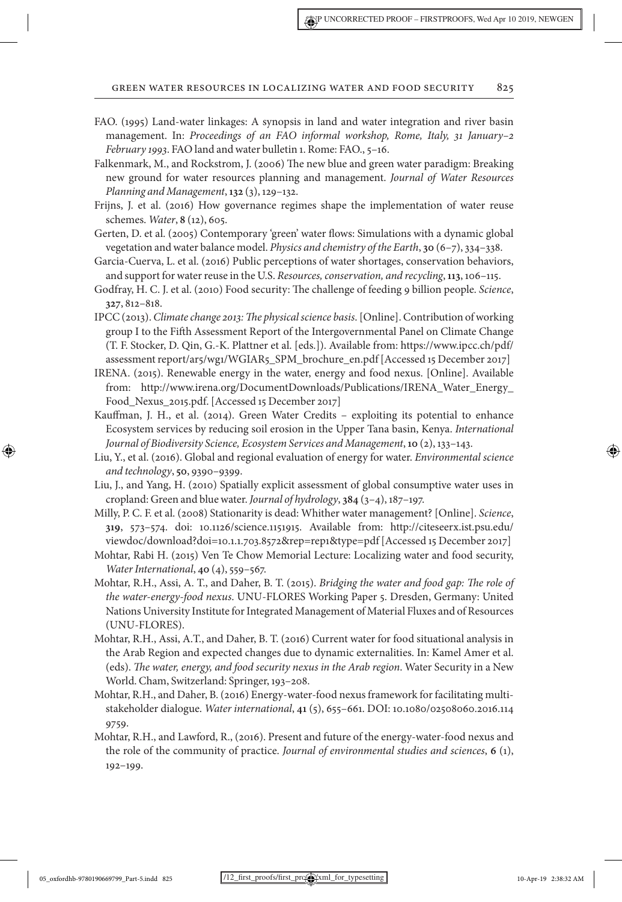FAO. (1995) Land-water linkages: A synopsis in land and water integration and river basin management. In: *Proceedings of an FAO informal workshop, Rome, Italy, 31 January–2 February 1993*. FAO land and water bulletin 1. Rome: FAO., 5–16.

Falkenmark, M., and Rockstrom, J. (2006) The new blue and green water paradigm: Breaking new ground for water resources planning and management. *Journal of Water Resources Planning and Management*, **132** (3), 129–132.

Frijns, J. et al. (2016) How governance regimes shape the implementation of water reuse schemes. *Water*, **8** (12), 605.

Gerten, D. et al. (2005) Contemporary 'green' water flows: Simulations with a dynamic global vegetation and water balance model. *Physics and chemistry of the Earth*, **30** (6–7), 334–338.

Garcia-Cuerva, L. et al. (2016) Public perceptions of water shortages, conservation behaviors, and support for water reuse in the U.S. *Resources, conservation, and recycling*, **113**, 106–115.

Godfray, H. C. J. et al. (2010) Food security: The challenge of feeding 9 billion people. *Science*, **327**, 812–818.

IPCC (2013). *Climate change 2013: The physical science basis*. [Online]. Contribution of working group I to the Fifth Assessment Report of the Intergovernmental Panel on Climate Change (T. F. Stocker, D. Qin, G.-K. Plattner et al. [eds.]). Available from: https://www.ipcc.ch/pdf/assessment report/ar5/wg1/WGIAR5_SPM_brochure_en.pdf [Accessed 15 December 2017]

IRENA. (2015). Renewable energy in the water, energy and food nexus. [Online]. Available from: http://www.irena.org/DocumentDownloads/Publications/IRENA_Water_Energy_Food_Nexus_2015.pdf. [Accessed 15 December 2017]

Kauffman, J. H., et al. (2014). Green Water Credits – exploiting its potential to enhance Ecosystem services by reducing soil erosion in the Upper Tana basin, Kenya. *International Journal of Biodiversity Science, Ecosystem Services and Management*, **10** (2), 133–143.

Liu, Y., et al. (2016). Global and regional evaluation of energy for water. *Environmental science and technology*, **50**, 9390–9399.

Liu, J., and Yang, H. (2010) Spatially explicit assessment of global consumptive water uses in cropland: Green and blue water. *Journal of hydrology*, **384** (3–4), 187–197.

Milly, P. C. F. et al. (2008) Stationarity is dead: Whither water management? [Online]. *Science*, **319**, 573–574. doi: 10.1126/science.1151915. Available from: http://citeseerx.ist.psu.edu/viewdoc/download?doi=10.1.1.703.8572&rep=rep1&type=pdf [Accessed 15 December 2017]

Mohtar, Rabi H. (2015) Ven Te Chow Memorial Lecture: Localizing water and food security, *Water International*, **40** (4), 559–567.

Mohtar, R.H., Assi, A. T., and Daher, B. T. (2015). *Bridging the water and food gap: The role of the water-energy-food nexus*. UNU-FLORES Working Paper 5. Dresden, Germany: United Nations University Institute for Integrated Management of Material Fluxes and of Resources (UNU-FLORES).

Mohtar, R.H., Assi, A.T., and Daher, B. T. (2016) Current water for food situational analysis in the Arab Region and expected changes due to dynamic externalities. In: Kamel Amer et al. (eds). *The water, energy, and food security nexus in the Arab region*. Water Security in a New World. Cham, Switzerland: Springer, 193–208.

Mohtar, R.H., and Daher, B. (2016) Energy-water-food nexus framework for facilitating multi-stakeholder dialogue. *Water international*, **41** (5), 655–661. DOI: 10.1080/02508060.2016.1149759.

Mohtar, R.H., and Lawford, R., (2016). Present and future of the energy-water-food nexus and the role of the community of practice. *Journal of environmental studies and sciences*, **6** (1), 192–199.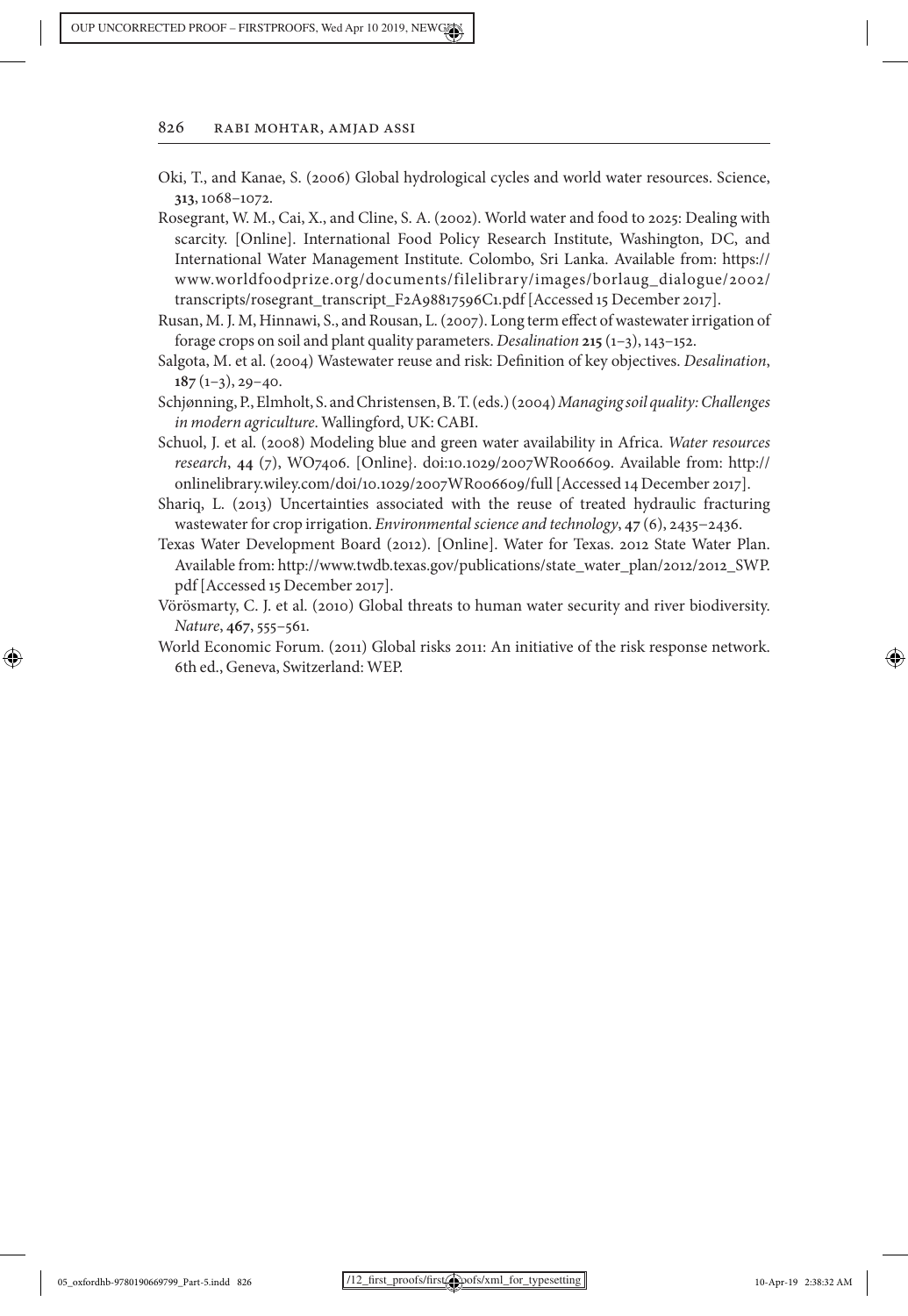Oki, T., and Kanae, S. (2006) Global hydrological cycles and world water resources. Science, **313**, 1068–1072.

Rosegrant, W. M., Cai, X., and Cline, S. A. (2002). World water and food to 2025: Dealing with scarcity. [Online]. International Food Policy Research Institute, Washington, DC, and International Water Management Institute. Colombo, Sri Lanka. Available from: https://www.worldfoodprize.org/documents/filelibrary/images/borlaug_dialogue/2002/transcripts/rosegrant_transcript_F2A98817596C1.pdf [Accessed 15 December 2017].

Rusan, M. J. M, Hinnawi, S., and Rousan, L. (2007). Long term effect of wastewater irrigation of forage crops on soil and plant quality parameters. *Desalination* **215** (1–3), 143–152.

Salgota, M. et al. (2004) Wastewater reuse and risk: Definition of key objectives. *Desalination*, **187** (1–3), 29–40.

Schjønning, P., Elmholt, S. and Christensen, B. T. (eds.) (2004) *Managing soil quality: Challenges in modern agriculture*. Wallingford, UK: CABI.

Schuol, J. et al. (2008) Modeling blue and green water availability in Africa. *Water resources research*, **44** (7), WO7406. [Online}. doi:10.1029/2007WR006609. Available from: http://onlinelibrary.wiley.com/doi/10.1029/2007WR006609/full [Accessed 14 December 2017].

Shariq, L. (2013) Uncertainties associated with the reuse of treated hydraulic fracturing wastewater for crop irrigation. *Environmental science and technology*, **47** (6), 2435–2436.

Texas Water Development Board (2012). [Online]. Water for Texas. 2012 State Water Plan. Available from: http://www.twdb.texas.gov/publications/state_water_plan/2012/2012_SWP.pdf [Accessed 15 December 2017].

Vörösmarty, C. J. et al. (2010) Global threats to human water security and river biodiversity. *Nature*, **467**, 555–561.

World Economic Forum. (2011) Global risks 2011: An initiative of the risk response network. 6th ed., Geneva, Switzerland: WEP.